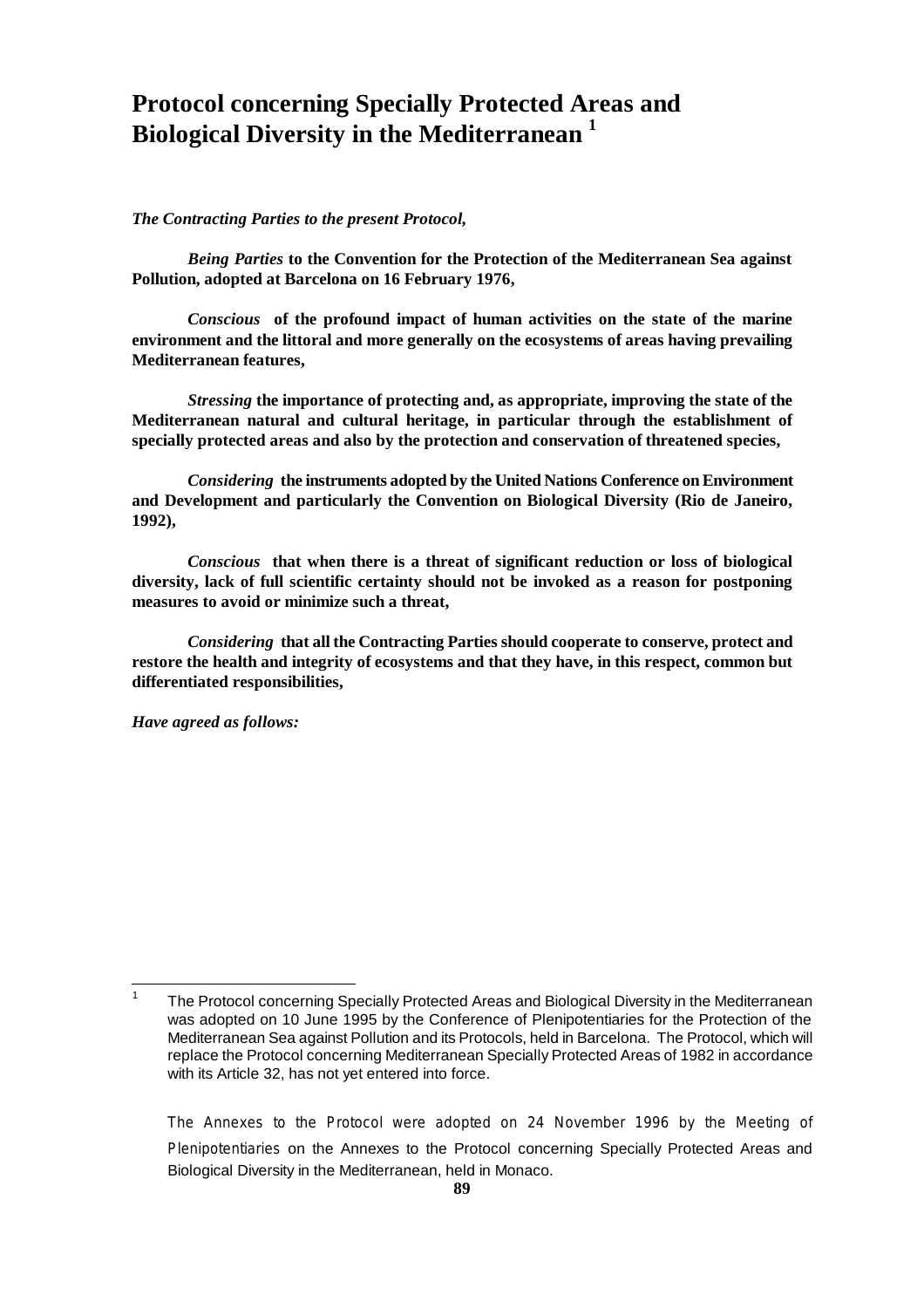# Protocol concerning Specially Protected Areas and Biological Diversity in the Mediterranean [1]

***The Contracting Parties to the present Protocol,***

***Being Parties*** **to the Convention for the Protection of the Mediterranean Sea against Pollution, adopted at Barcelona on 16 February 1976,**

***Conscious*** **of the profound impact of human activities on the state of the marine environment and the littoral and more generally on the ecosystems of areas having prevailing Mediterranean features,**

***Stressing*** **the importance of protecting and, as appropriate, improving the state of the Mediterranean natural and cultural heritage, in particular through the establishment of specially protected areas and also by the protection and conservation of threatened species,**

***Considering*** **the instruments adopted by the United Nations Conference on Environment and Development and particularly the Convention on Biological Diversity (Rio de Janeiro, 1992),**

***Conscious*** **that when there is a threat of significant reduction or loss of biological diversity, lack of full scientific certainty should not be invoked as a reason for postponing measures to avoid or minimize such a threat,**

***Considering*** **that all the Contracting Parties should cooperate to conserve, protect and restore the health and integrity of ecosystems and that they have, in this respect, common but differentiated responsibilities,**

***Have agreed as follows:***

---

[1] The Protocol concerning Specially Protected Areas and Biological Diversity in the Mediterranean was adopted on 10 June 1995 by the Conference of Plenipotentiaries for the Protection of the Mediterranean Sea against Pollution and its Protocols, held in Barcelona. The Protocol, which will replace the Protocol concerning Mediterranean Specially Protected Areas of 1982 in accordance with its Article 32, has not yet entered into force.

The Annexes to the Protocol were adopted on 24 November 1996 by the Meeting of Plenipotentiaries on the Annexes to the Protocol concerning Specially Protected Areas and Biological Diversity in the Mediterranean, held in Monaco.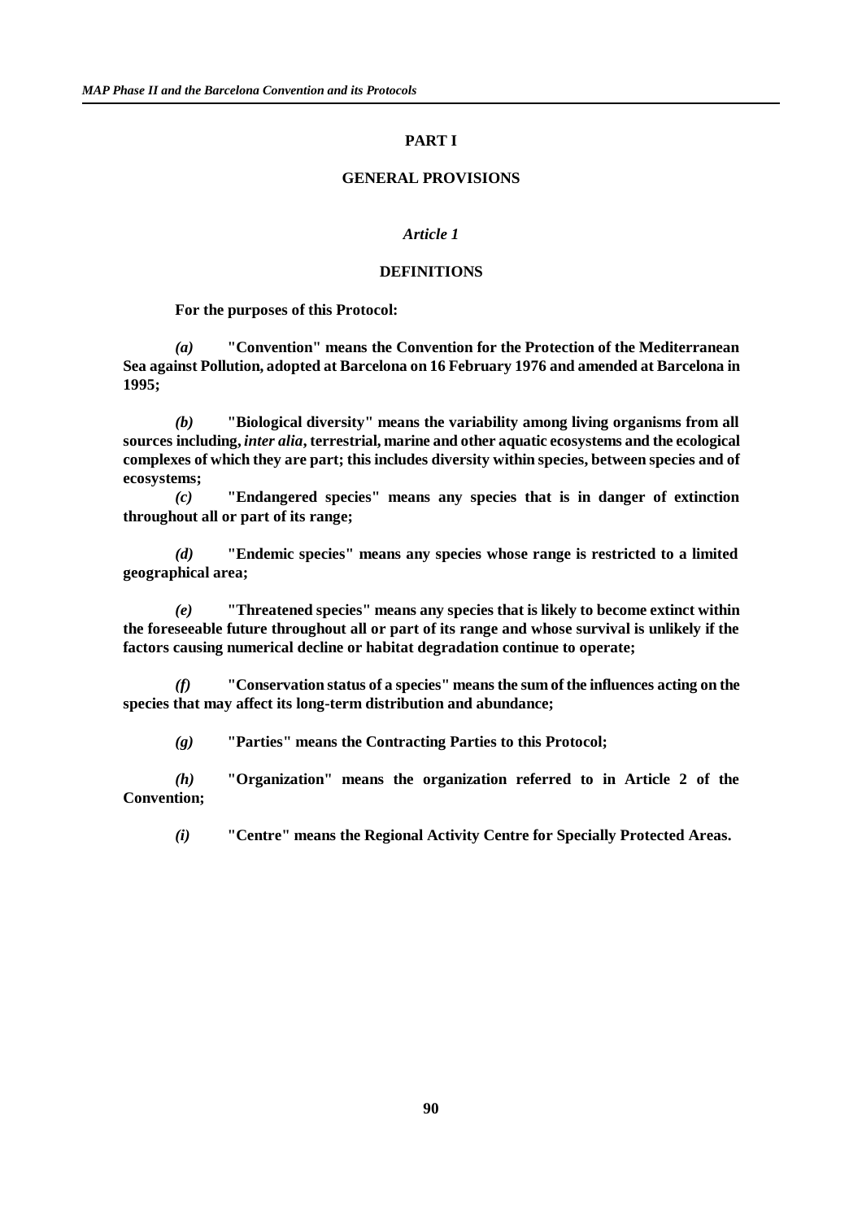## PART I

## GENERAL PROVISIONS

### *Article 1*

### DEFINITIONS

**For the purposes of this Protocol:**

***(a)*** **"Convention" means the Convention for the Protection of the Mediterranean Sea against Pollution, adopted at Barcelona on 16 February 1976 and amended at Barcelona in 1995;**

***(b)*** **"Biological diversity" means the variability among living organisms from all sources including, *inter alia*, terrestrial, marine and other aquatic ecosystems and the ecological complexes of which they are part; this includes diversity within species, between species and of ecosystems;**

***(c)*** **"Endangered species" means any species that is in danger of extinction throughout all or part of its range;**

***(d)*** **"Endemic species" means any species whose range is restricted to a limited geographical area;**

***(e)*** **"Threatened species" means any species that is likely to become extinct within the foreseeable future throughout all or part of its range and whose survival is unlikely if the factors causing numerical decline or habitat degradation continue to operate;**

***(f)*** **"Conservation status of a species" means the sum of the influences acting on the species that may affect its long-term distribution and abundance;**

***(g)*** **"Parties" means the Contracting Parties to this Protocol;**

***(h)*** **"Organization" means the organization referred to in Article 2 of the Convention;**

***(i)*** **"Centre" means the Regional Activity Centre for Specially Protected Areas.**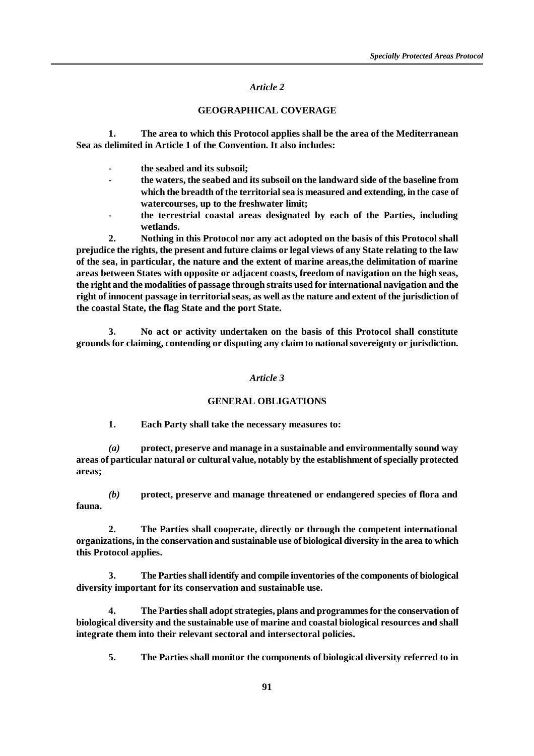*Article 2*

**GEOGRAPHICAL COVERAGE**

**1. The area to which this Protocol applies shall be the area of the Mediterranean Sea as delimited in Article 1 of the Convention. It also includes:**

- **the seabed and its subsoil;**
- **the waters, the seabed and its subsoil on the landward side of the baseline from which the breadth of the territorial sea is measured and extending, in the case of watercourses, up to the freshwater limit;**
- **the terrestrial coastal areas designated by each of the Parties, including wetlands.**

**2. Nothing in this Protocol nor any act adopted on the basis of this Protocol shall prejudice the rights, the present and future claims or legal views of any State relating to the law of the sea, in particular, the nature and the extent of marine areas,the delimitation of marine areas between States with opposite or adjacent coasts, freedom of navigation on the high seas, the right and the modalities of passage through straits used for international navigation and the right of innocent passage in territorial seas, as well as the nature and extent of the jurisdiction of the coastal State, the flag State and the port State.**

**3. No act or activity undertaken on the basis of this Protocol shall constitute grounds for claiming, contending or disputing any claim to national sovereignty or jurisdiction.**

*Article 3*

**GENERAL OBLIGATIONS**

**1. Each Party shall take the necessary measures to:**

***(a)*** **protect, preserve and manage in a sustainable and environmentally sound way areas of particular natural or cultural value, notably by the establishment of specially protected areas;**

***(b)*** **protect, preserve and manage threatened or endangered species of flora and fauna.**

**2. The Parties shall cooperate, directly or through the competent international organizations, in the conservation and sustainable use of biological diversity in the area to which this Protocol applies.**

**3. The Parties shall identify and compile inventories of the components of biological diversity important for its conservation and sustainable use.**

**4. The Parties shall adopt strategies, plans and programmes for the conservation of biological diversity and the sustainable use of marine and coastal biological resources and shall integrate them into their relevant sectoral and intersectoral policies.**

**5. The Parties shall monitor the components of biological diversity referred to in**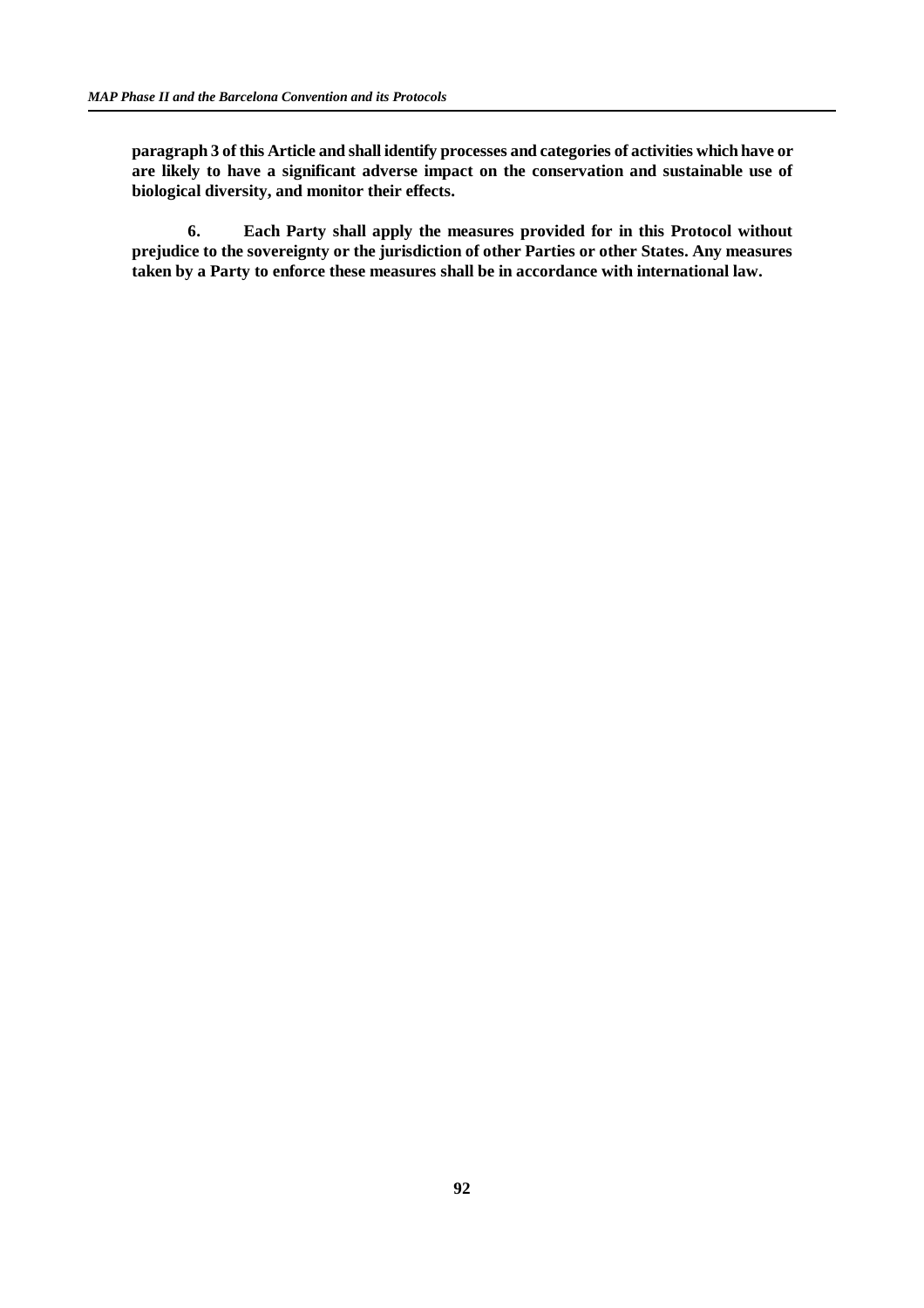**paragraph 3 of this Article and shall identify processes and categories of activities which have or are likely to have a significant adverse impact on the conservation and sustainable use of biological diversity, and monitor their effects.**

**6. Each Party shall apply the measures provided for in this Protocol without prejudice to the sovereignty or the jurisdiction of other Parties or other States. Any measures taken by a Party to enforce these measures shall be in accordance with international law.**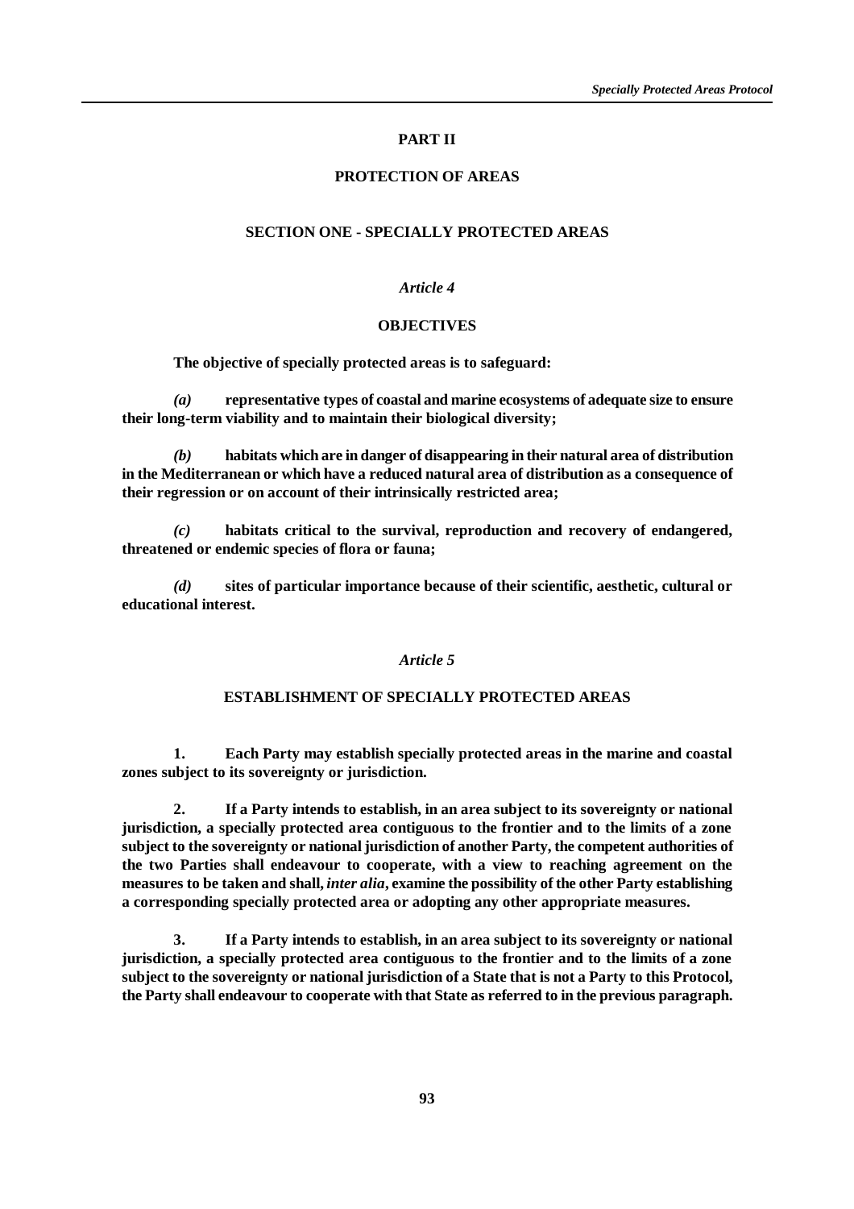# PART II

## PROTECTION OF AREAS

### SECTION ONE - SPECIALLY PROTECTED AREAS

*Article 4*

**OBJECTIVES**

**The objective of specially protected areas is to safeguard:**

***(a)*** **representative types of coastal and marine ecosystems of adequate size to ensure their long-term viability and to maintain their biological diversity;**

***(b)*** **habitats which are in danger of disappearing in their natural area of distribution in the Mediterranean or which have a reduced natural area of distribution as a consequence of their regression or on account of their intrinsically restricted area;**

***(c)*** **habitats critical to the survival, reproduction and recovery of endangered, threatened or endemic species of flora or fauna;**

***(d)*** **sites of particular importance because of their scientific, aesthetic, cultural or educational interest.**

*Article 5*

**ESTABLISHMENT OF SPECIALLY PROTECTED AREAS**

**1. Each Party may establish specially protected areas in the marine and coastal zones subject to its sovereignty or jurisdiction.**

**2. If a Party intends to establish, in an area subject to its sovereignty or national jurisdiction, a specially protected area contiguous to the frontier and to the limits of a zone subject to the sovereignty or national jurisdiction of another Party, the competent authorities of the two Parties shall endeavour to cooperate, with a view to reaching agreement on the measures to be taken and shall, *inter alia*, examine the possibility of the other Party establishing a corresponding specially protected area or adopting any other appropriate measures.**

**3. If a Party intends to establish, in an area subject to its sovereignty or national jurisdiction, a specially protected area contiguous to the frontier and to the limits of a zone subject to the sovereignty or national jurisdiction of a State that is not a Party to this Protocol, the Party shall endeavour to cooperate with that State as referred to in the previous paragraph.**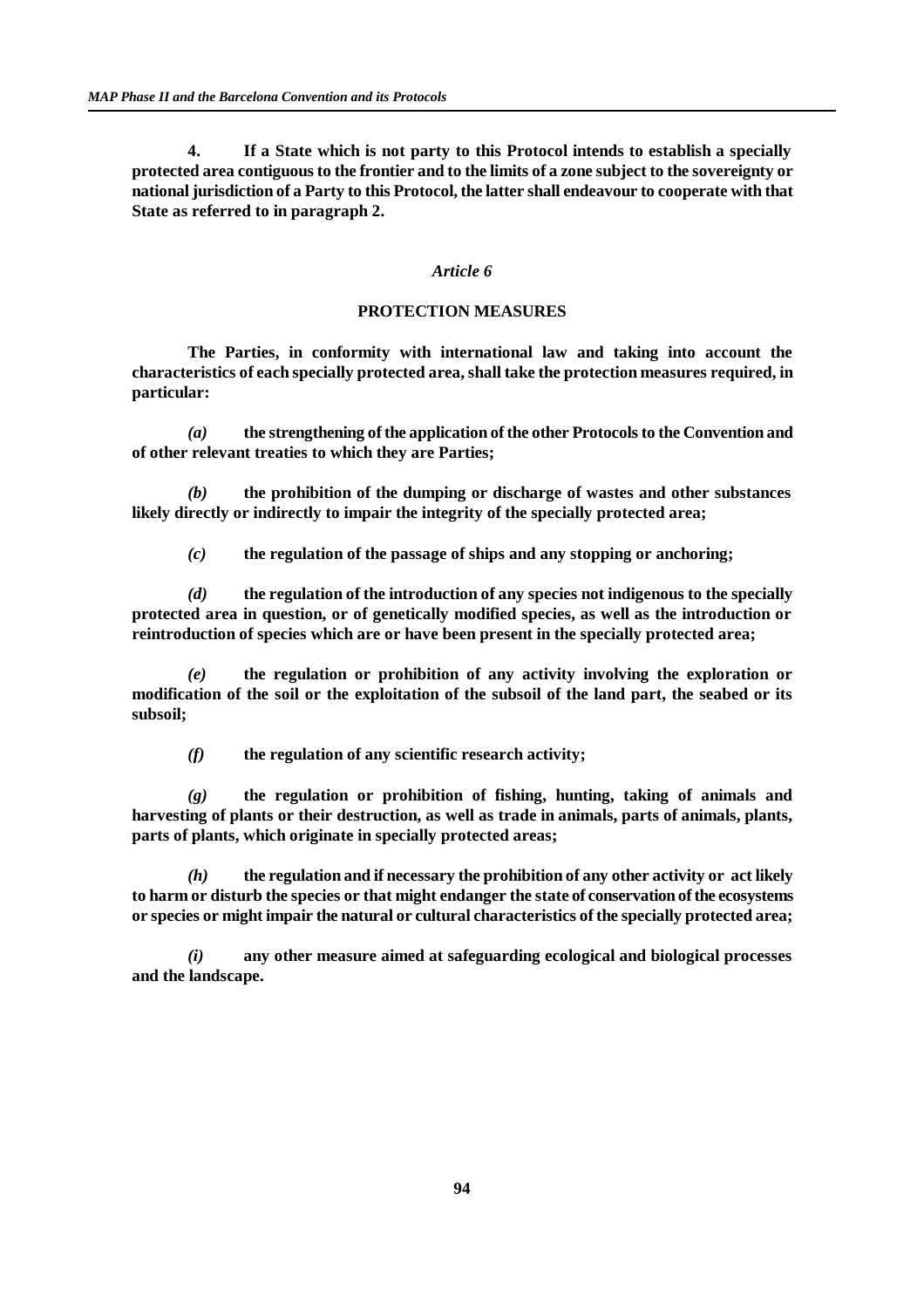**4. If a State which is not party to this Protocol intends to establish a specially protected area contiguous to the frontier and to the limits of a zone subject to the sovereignty or national jurisdiction of a Party to this Protocol, the latter shall endeavour to cooperate with that State as referred to in paragraph 2.**

*Article 6*

**PROTECTION MEASURES**

**The Parties, in conformity with international law and taking into account the characteristics of each specially protected area, shall take the protection measures required, in particular:**

***(a)*** **the strengthening of the application of the other Protocols to the Convention and of other relevant treaties to which they are Parties;**

***(b)*** **the prohibition of the dumping or discharge of wastes and other substances likely directly or indirectly to impair the integrity of the specially protected area;**

***(c)*** **the regulation of the passage of ships and any stopping or anchoring;**

***(d)*** **the regulation of the introduction of any species not indigenous to the specially protected area in question, or of genetically modified species, as well as the introduction or reintroduction of species which are or have been present in the specially protected area;**

***(e)*** **the regulation or prohibition of any activity involving the exploration or modification of the soil or the exploitation of the subsoil of the land part, the seabed or its subsoil;**

***(f)*** **the regulation of any scientific research activity;**

***(g)*** **the regulation or prohibition of fishing, hunting, taking of animals and harvesting of plants or their destruction, as well as trade in animals, parts of animals, plants, parts of plants, which originate in specially protected areas;**

***(h)*** **the regulation and if necessary the prohibition of any other activity or act likely to harm or disturb the species or that might endanger the state of conservation of the ecosystems or species or might impair the natural or cultural characteristics of the specially protected area;**

***(i)*** **any other measure aimed at safeguarding ecological and biological processes and the landscape.**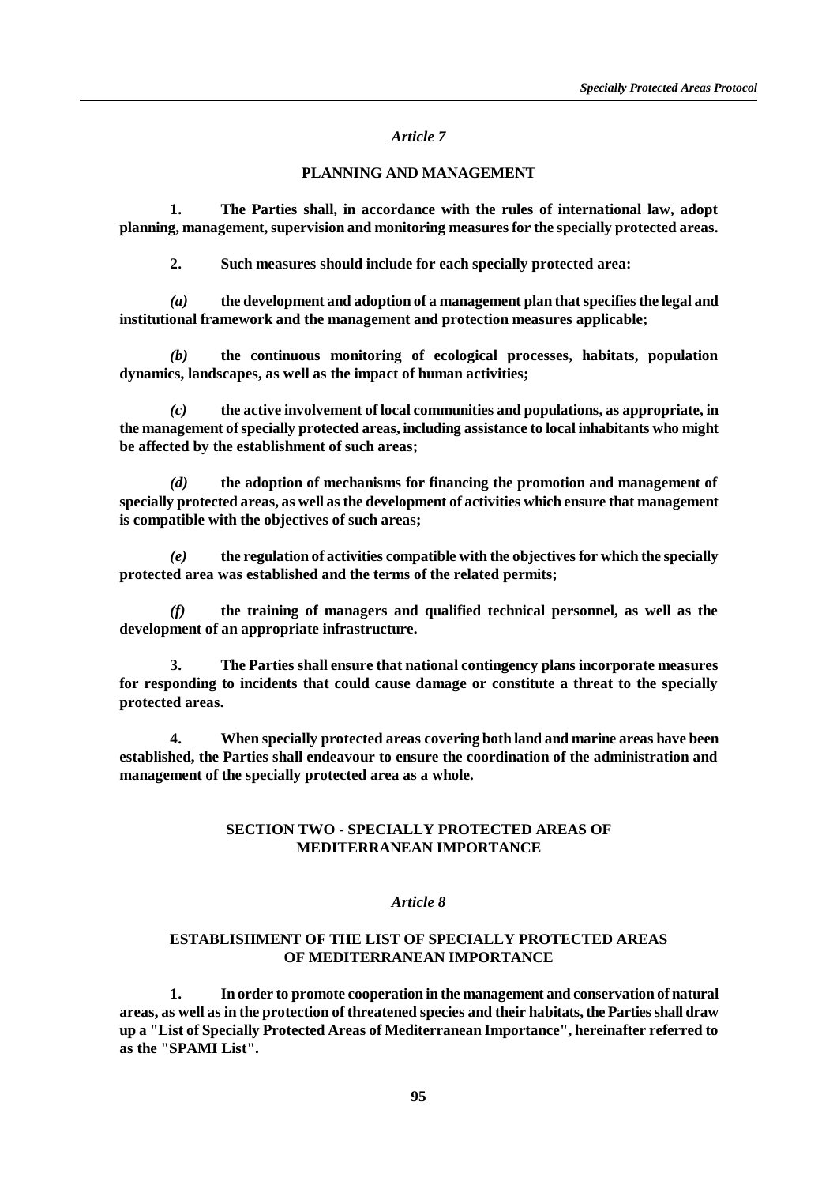*Article 7*

**PLANNING AND MANAGEMENT**

**1. The Parties shall, in accordance with the rules of international law, adopt planning, management, supervision and monitoring measures for the specially protected areas.**

**2. Such measures should include for each specially protected area:**

***(a)*** **the development and adoption of a management plan that specifies the legal and institutional framework and the management and protection measures applicable;**

***(b)*** **the continuous monitoring of ecological processes, habitats, population dynamics, landscapes, as well as the impact of human activities;**

***(c)*** **the active involvement of local communities and populations, as appropriate, in the management of specially protected areas, including assistance to local inhabitants who might be affected by the establishment of such areas;**

***(d)*** **the adoption of mechanisms for financing the promotion and management of specially protected areas, as well as the development of activities which ensure that management is compatible with the objectives of such areas;**

***(e)*** **the regulation of activities compatible with the objectives for which the specially protected area was established and the terms of the related permits;**

***(f)*** **the training of managers and qualified technical personnel, as well as the development of an appropriate infrastructure.**

**3. The Parties shall ensure that national contingency plans incorporate measures for responding to incidents that could cause damage or constitute a threat to the specially protected areas.**

**4. When specially protected areas covering both land and marine areas have been established, the Parties shall endeavour to ensure the coordination of the administration and management of the specially protected area as a whole.**

## SECTION TWO - SPECIALLY PROTECTED AREAS OF MEDITERRANEAN IMPORTANCE

*Article 8*

**ESTABLISHMENT OF THE LIST OF SPECIALLY PROTECTED AREAS OF MEDITERRANEAN IMPORTANCE**

**1. In order to promote cooperation in the management and conservation of natural areas, as well as in the protection of threatened species and their habitats, the Parties shall draw up a "List of Specially Protected Areas of Mediterranean Importance", hereinafter referred to as the "SPAMI List".**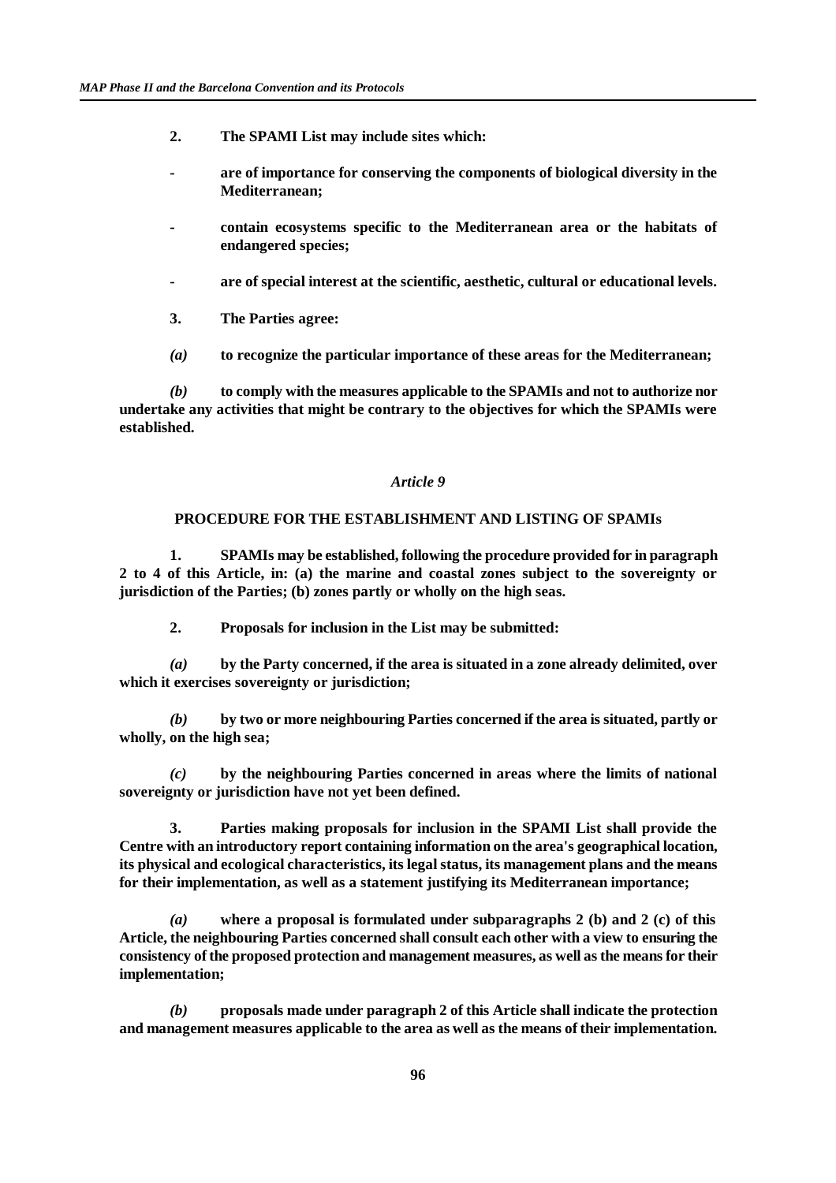**2. The SPAMI List may include sites which:**

- **are of importance for conserving the components of biological diversity in the Mediterranean;**

- **contain ecosystems specific to the Mediterranean area or the habitats of endangered species;**

- **are of special interest at the scientific, aesthetic, cultural or educational levels.**

**3. The Parties agree:**

***(a)*** **to recognize the particular importance of these areas for the Mediterranean;**

***(b)*** **to comply with the measures applicable to the SPAMIs and not to authorize nor undertake any activities that might be contrary to the objectives for which the SPAMIs were established.**

### *Article 9*

### PROCEDURE FOR THE ESTABLISHMENT AND LISTING OF SPAMIs

**1. SPAMIs may be established, following the procedure provided for in paragraph 2 to 4 of this Article, in: (a) the marine and coastal zones subject to the sovereignty or jurisdiction of the Parties; (b) zones partly or wholly on the high seas.**

**2. Proposals for inclusion in the List may be submitted:**

***(a)*** **by the Party concerned, if the area is situated in a zone already delimited, over which it exercises sovereignty or jurisdiction;**

***(b)*** **by two or more neighbouring Parties concerned if the area is situated, partly or wholly, on the high sea;**

***(c)*** **by the neighbouring Parties concerned in areas where the limits of national sovereignty or jurisdiction have not yet been defined.**

**3. Parties making proposals for inclusion in the SPAMI List shall provide the Centre with an introductory report containing information on the area's geographical location, its physical and ecological characteristics, its legal status, its management plans and the means for their implementation, as well as a statement justifying its Mediterranean importance;**

***(a)*** **where a proposal is formulated under subparagraphs 2 (b) and 2 (c) of this Article, the neighbouring Parties concerned shall consult each other with a view to ensuring the consistency of the proposed protection and management measures, as well as the means for their implementation;**

***(b)*** **proposals made under paragraph 2 of this Article shall indicate the protection and management measures applicable to the area as well as the means of their implementation.**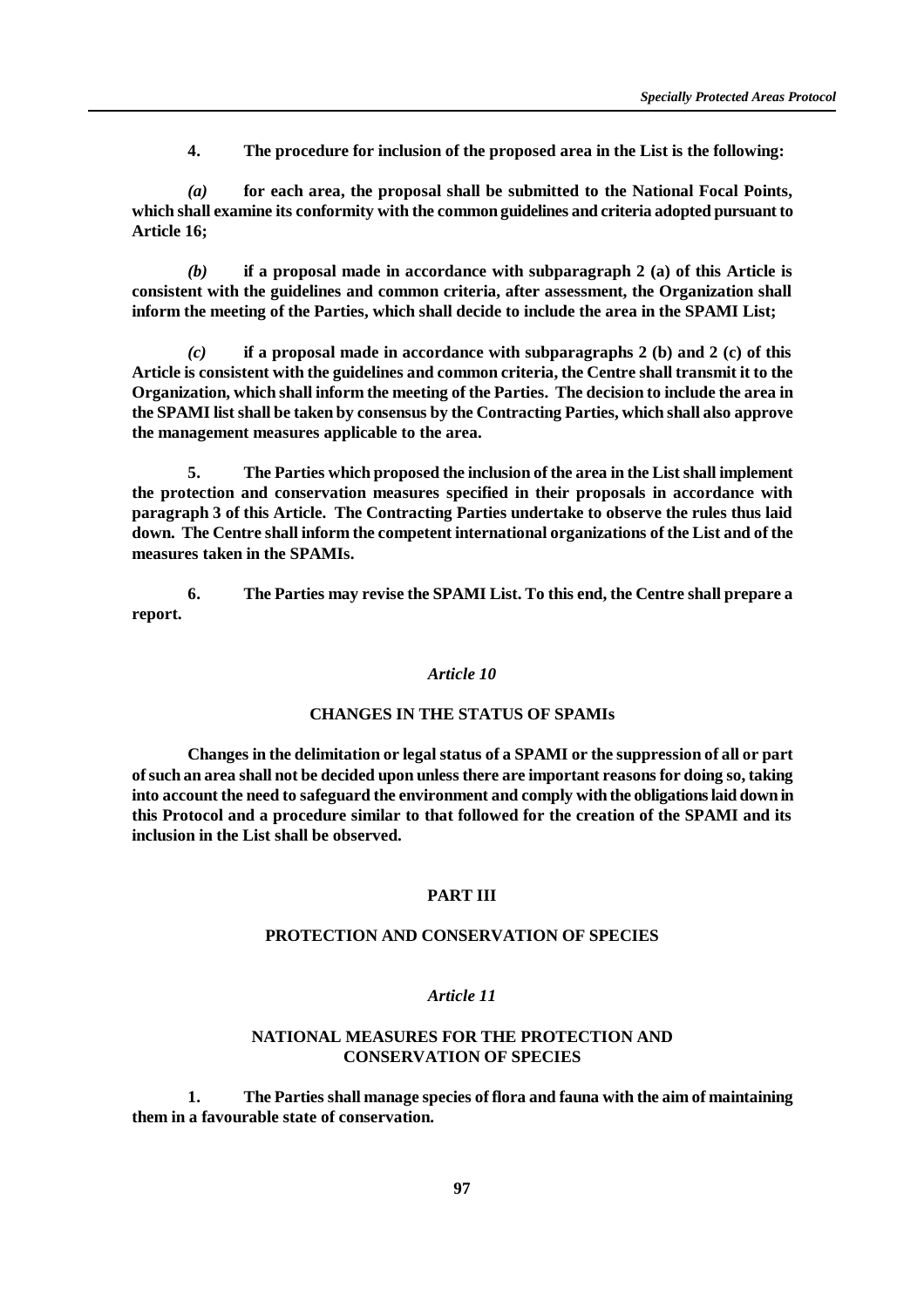**4. The procedure for inclusion of the proposed area in the List is the following:**

***(a)*** **for each area, the proposal shall be submitted to the National Focal Points, which shall examine its conformity with the common guidelines and criteria adopted pursuant to Article 16;**

***(b)*** **if a proposal made in accordance with subparagraph 2 (a) of this Article is consistent with the guidelines and common criteria, after assessment, the Organization shall inform the meeting of the Parties, which shall decide to include the area in the SPAMI List;**

***(c)*** **if a proposal made in accordance with subparagraphs 2 (b) and 2 (c) of this Article is consistent with the guidelines and common criteria, the Centre shall transmit it to the Organization, which shall inform the meeting of the Parties. The decision to include the area in the SPAMI list shall be taken by consensus by the Contracting Parties, which shall also approve the management measures applicable to the area.**

**5. The Parties which proposed the inclusion of the area in the List shall implement the protection and conservation measures specified in their proposals in accordance with paragraph 3 of this Article. The Contracting Parties undertake to observe the rules thus laid down. The Centre shall inform the competent international organizations of the List and of the measures taken in the SPAMIs.**

**6. The Parties may revise the SPAMI List. To this end, the Centre shall prepare a report.**

### *Article 10*

### CHANGES IN THE STATUS OF SPAMIs

**Changes in the delimitation or legal status of a SPAMI or the suppression of all or part of such an area shall not be decided upon unless there are important reasons for doing so, taking into account the need to safeguard the environment and comply with the obligations laid down in this Protocol and a procedure similar to that followed for the creation of the SPAMI and its inclusion in the List shall be observed.**

## PART III

## PROTECTION AND CONSERVATION OF SPECIES

### *Article 11*

### NATIONAL MEASURES FOR THE PROTECTION AND CONSERVATION OF SPECIES

**1. The Parties shall manage species of flora and fauna with the aim of maintaining them in a favourable state of conservation.**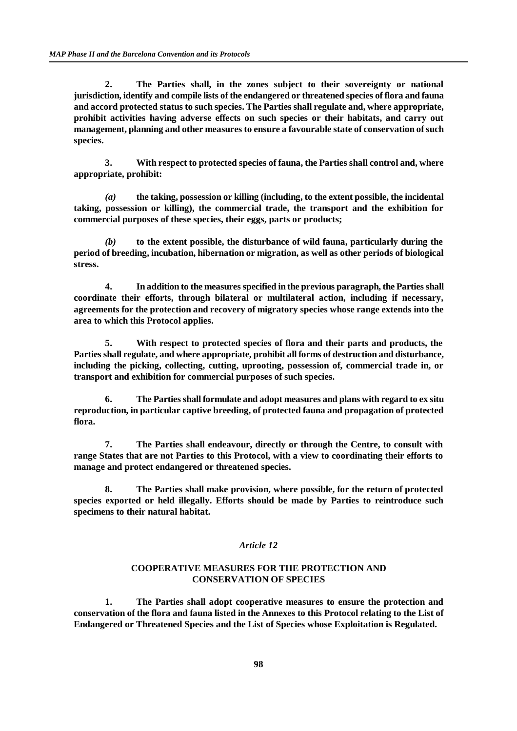**2. The Parties shall, in the zones subject to their sovereignty or national jurisdiction, identify and compile lists of the endangered or threatened species of flora and fauna and accord protected status to such species. The Parties shall regulate and, where appropriate, prohibit activities having adverse effects on such species or their habitats, and carry out management, planning and other measures to ensure a favourable state of conservation of such species.**

**3. With respect to protected species of fauna, the Parties shall control and, where appropriate, prohibit:**

***(a)* the taking, possession or killing (including, to the extent possible, the incidental taking, possession or killing), the commercial trade, the transport and the exhibition for commercial purposes of these species, their eggs, parts or products;**

***(b)* to the extent possible, the disturbance of wild fauna, particularly during the period of breeding, incubation, hibernation or migration, as well as other periods of biological stress.**

**4. In addition to the measures specified in the previous paragraph, the Parties shall coordinate their efforts, through bilateral or multilateral action, including if necessary, agreements for the protection and recovery of migratory species whose range extends into the area to which this Protocol applies.**

**5. With respect to protected species of flora and their parts and products, the Parties shall regulate, and where appropriate, prohibit all forms of destruction and disturbance, including the picking, collecting, cutting, uprooting, possession of, commercial trade in, or transport and exhibition for commercial purposes of such species.**

**6. The Parties shall formulate and adopt measures and plans with regard to ex situ reproduction, in particular captive breeding, of protected fauna and propagation of protected flora.**

**7. The Parties shall endeavour, directly or through the Centre, to consult with range States that are not Parties to this Protocol, with a view to coordinating their efforts to manage and protect endangered or threatened species.**

**8. The Parties shall make provision, where possible, for the return of protected species exported or held illegally. Efforts should be made by Parties to reintroduce such specimens to their natural habitat.**

### *Article 12*

### COOPERATIVE MEASURES FOR THE PROTECTION AND CONSERVATION OF SPECIES

**1. The Parties shall adopt cooperative measures to ensure the protection and conservation of the flora and fauna listed in the Annexes to this Protocol relating to the List of Endangered or Threatened Species and the List of Species whose Exploitation is Regulated.**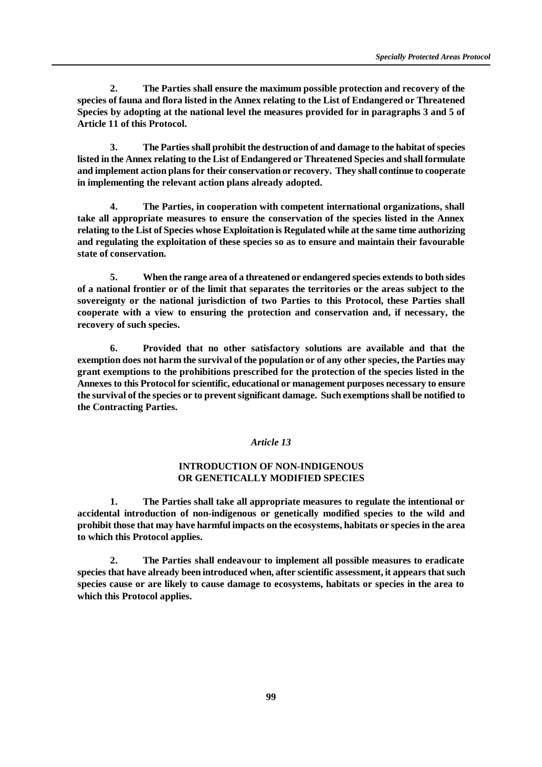**2. The Parties shall ensure the maximum possible protection and recovery of the species of fauna and flora listed in the Annex relating to the List of Endangered or Threatened Species by adopting at the national level the measures provided for in paragraphs 3 and 5 of Article 11 of this Protocol.**

**3. The Parties shall prohibit the destruction of and damage to the habitat of species listed in the Annex relating to the List of Endangered or Threatened Species and shall formulate and implement action plans for their conservation or recovery. They shall continue to cooperate in implementing the relevant action plans already adopted.**

**4. The Parties, in cooperation with competent international organizations, shall take all appropriate measures to ensure the conservation of the species listed in the Annex relating to the List of Species whose Exploitation is Regulated while at the same time authorizing and regulating the exploitation of these species so as to ensure and maintain their favourable state of conservation.**

**5. When the range area of a threatened or endangered species extends to both sides of a national frontier or of the limit that separates the territories or the areas subject to the sovereignty or the national jurisdiction of two Parties to this Protocol, these Parties shall cooperate with a view to ensuring the protection and conservation and, if necessary, the recovery of such species.**

**6. Provided that no other satisfactory solutions are available and that the exemption does not harm the survival of the population or of any other species, the Parties may grant exemptions to the prohibitions prescribed for the protection of the species listed in the Annexes to this Protocol for scientific, educational or management purposes necessary to ensure the survival of the species or to prevent significant damage. Such exemptions shall be notified to the Contracting Parties.**

*Article 13*

**INTRODUCTION OF NON-INDIGENOUS OR GENETICALLY MODIFIED SPECIES**

**1. The Parties shall take all appropriate measures to regulate the intentional or accidental introduction of non-indigenous or genetically modified species to the wild and prohibit those that may have harmful impacts on the ecosystems, habitats or species in the area to which this Protocol applies.**

**2. The Parties shall endeavour to implement all possible measures to eradicate species that have already been introduced when, after scientific assessment, it appears that such species cause or are likely to cause damage to ecosystems, habitats or species in the area to which this Protocol applies.**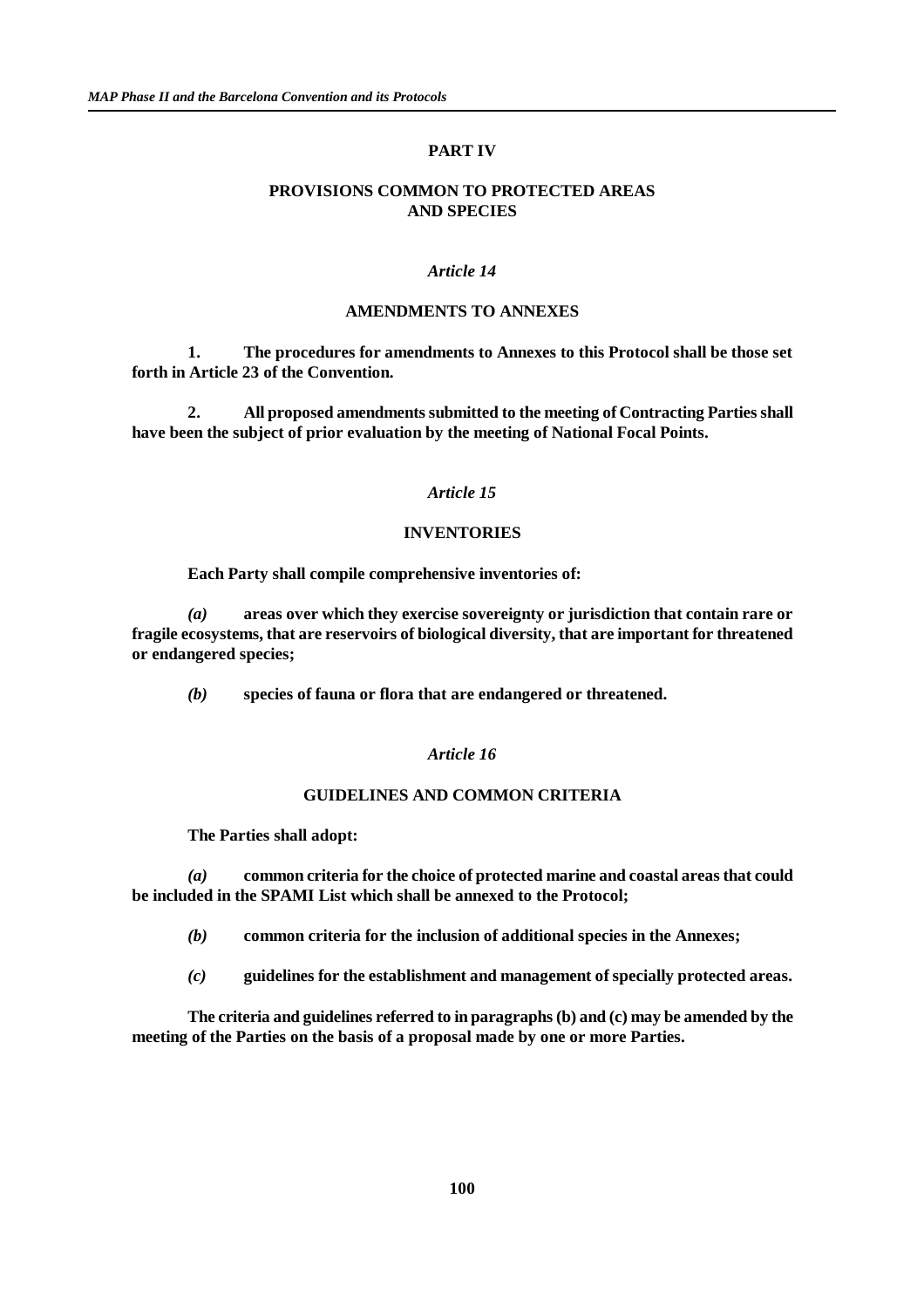## PART IV

## PROVISIONS COMMON TO PROTECTED AREAS AND SPECIES

*Article 14*

### AMENDMENTS TO ANNEXES

**1. The procedures for amendments to Annexes to this Protocol shall be those set forth in Article 23 of the Convention.**

**2. All proposed amendments submitted to the meeting of Contracting Parties shall have been the subject of prior evaluation by the meeting of National Focal Points.**

*Article 15*

### INVENTORIES

**Each Party shall compile comprehensive inventories of:**

***(a)*** **areas over which they exercise sovereignty or jurisdiction that contain rare or fragile ecosystems, that are reservoirs of biological diversity, that are important for threatened or endangered species;**

***(b)*** **species of fauna or flora that are endangered or threatened.**

*Article 16*

### GUIDELINES AND COMMON CRITERIA

**The Parties shall adopt:**

***(a)*** **common criteria for the choice of protected marine and coastal areas that could be included in the SPAMI List which shall be annexed to the Protocol;**

***(b)*** **common criteria for the inclusion of additional species in the Annexes;**

***(c)*** **guidelines for the establishment and management of specially protected areas.**

**The criteria and guidelines referred to in paragraphs (b) and (c) may be amended by the meeting of the Parties on the basis of a proposal made by one or more Parties.**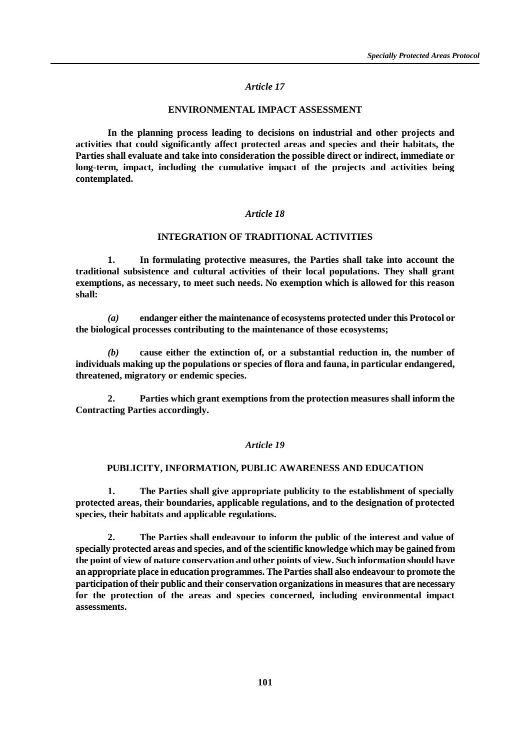*Article 17*

**ENVIRONMENTAL IMPACT ASSESSMENT**

**In the planning process leading to decisions on industrial and other projects and activities that could significantly affect protected areas and species and their habitats, the Parties shall evaluate and take into consideration the possible direct or indirect, immediate or long-term, impact, including the cumulative impact of the projects and activities being contemplated.**

*Article 18*

**INTEGRATION OF TRADITIONAL ACTIVITIES**

**1. In formulating protective measures, the Parties shall take into account the traditional subsistence and cultural activities of their local populations. They shall grant exemptions, as necessary, to meet such needs. No exemption which is allowed for this reason shall:**

***(a)*** **endanger either the maintenance of ecosystems protected under this Protocol or the biological processes contributing to the maintenance of those ecosystems;**

***(b)*** **cause either the extinction of, or a substantial reduction in, the number of individuals making up the populations or species of flora and fauna, in particular endangered, threatened, migratory or endemic species.**

**2. Parties which grant exemptions from the protection measures shall inform the Contracting Parties accordingly.**

*Article 19*

**PUBLICITY, INFORMATION, PUBLIC AWARENESS AND EDUCATION**

**1. The Parties shall give appropriate publicity to the establishment of specially protected areas, their boundaries, applicable regulations, and to the designation of protected species, their habitats and applicable regulations.**

**2. The Parties shall endeavour to inform the public of the interest and value of specially protected areas and species, and of the scientific knowledge which may be gained from the point of view of nature conservation and other points of view. Such information should have an appropriate place in education programmes. The Parties shall also endeavour to promote the participation of their public and their conservation organizations in measures that are necessary for the protection of the areas and species concerned, including environmental impact assessments.**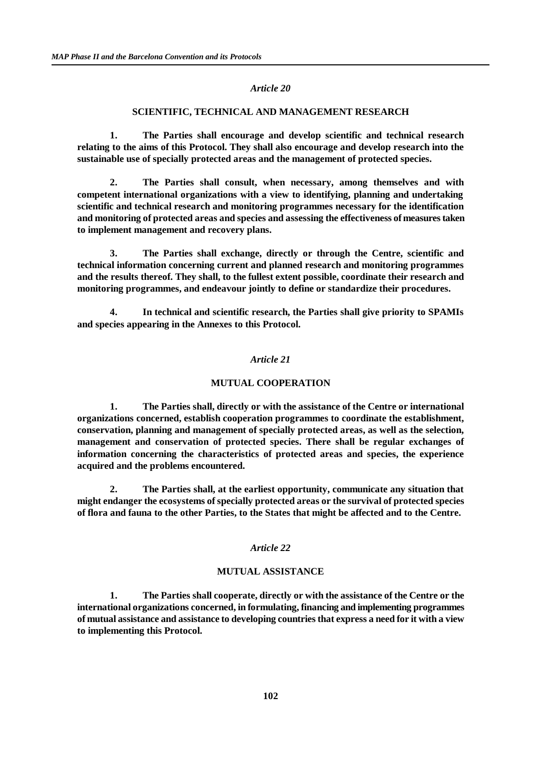*Article 20*

**SCIENTIFIC, TECHNICAL AND MANAGEMENT RESEARCH**

**1. The Parties shall encourage and develop scientific and technical research relating to the aims of this Protocol. They shall also encourage and develop research into the sustainable use of specially protected areas and the management of protected species.**

**2. The Parties shall consult, when necessary, among themselves and with competent international organizations with a view to identifying, planning and undertaking scientific and technical research and monitoring programmes necessary for the identification and monitoring of protected areas and species and assessing the effectiveness of measures taken to implement management and recovery plans.**

**3. The Parties shall exchange, directly or through the Centre, scientific and technical information concerning current and planned research and monitoring programmes and the results thereof. They shall, to the fullest extent possible, coordinate their research and monitoring programmes, and endeavour jointly to define or standardize their procedures.**

**4. In technical and scientific research, the Parties shall give priority to SPAMIs and species appearing in the Annexes to this Protocol.**

*Article 21*

**MUTUAL COOPERATION**

**1. The Parties shall, directly or with the assistance of the Centre or international organizations concerned, establish cooperation programmes to coordinate the establishment, conservation, planning and management of specially protected areas, as well as the selection, management and conservation of protected species. There shall be regular exchanges of information concerning the characteristics of protected areas and species, the experience acquired and the problems encountered.**

**2. The Parties shall, at the earliest opportunity, communicate any situation that might endanger the ecosystems of specially protected areas or the survival of protected species of flora and fauna to the other Parties, to the States that might be affected and to the Centre.**

*Article 22*

**MUTUAL ASSISTANCE**

**1. The Parties shall cooperate, directly or with the assistance of the Centre or the international organizations concerned, in formulating, financing and implementing programmes of mutual assistance and assistance to developing countries that express a need for it with a view to implementing this Protocol.**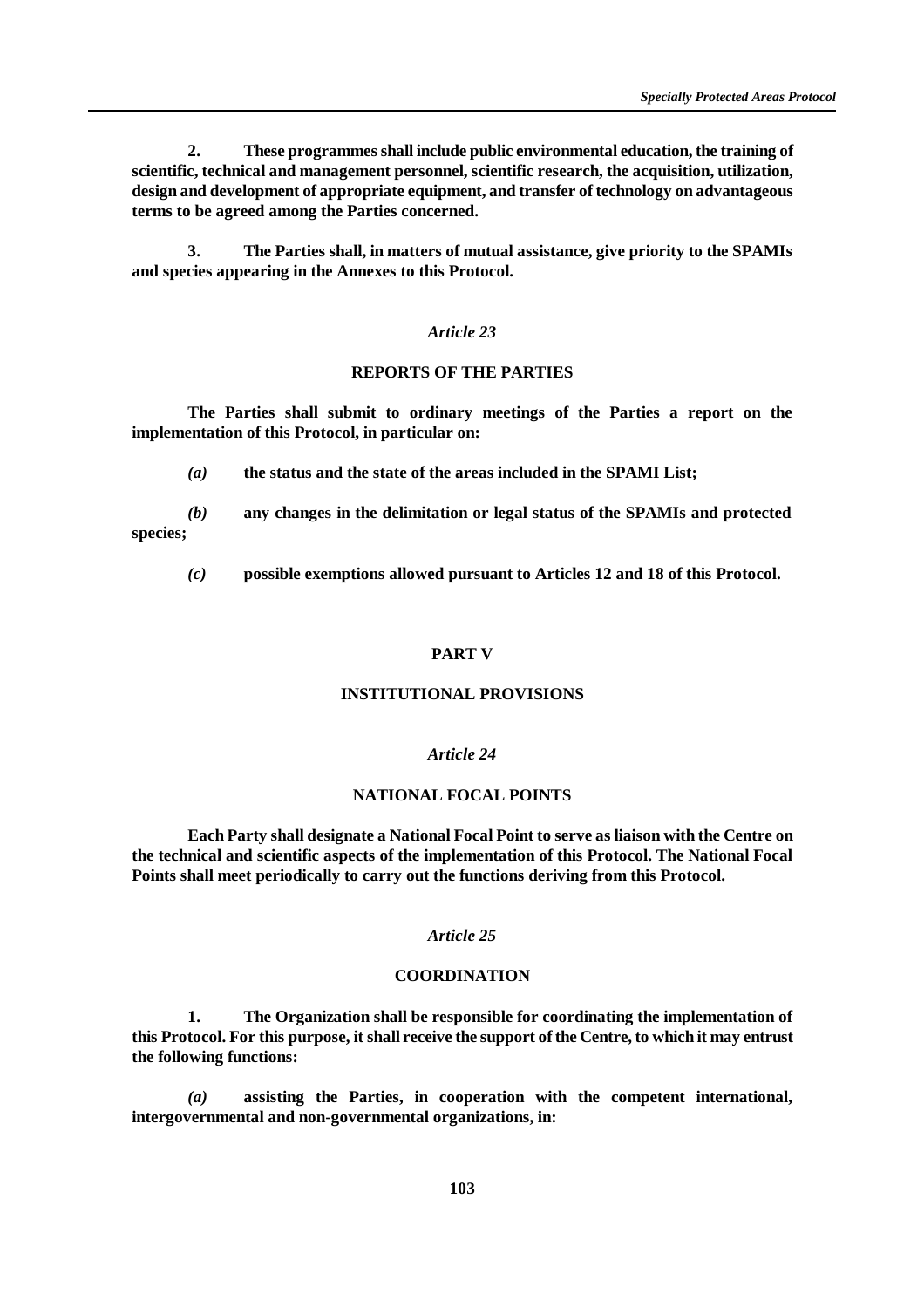**2.** **These programmes shall include public environmental education, the training of scientific, technical and management personnel, scientific research, the acquisition, utilization, design and development of appropriate equipment, and transfer of technology on advantageous terms to be agreed among the Parties concerned.**

**3.** **The Parties shall, in matters of mutual assistance, give priority to the SPAMIs and species appearing in the Annexes to this Protocol.**

### *Article 23*

### **REPORTS OF THE PARTIES**

**The Parties shall submit to ordinary meetings of the Parties a report on the implementation of this Protocol, in particular on:**

***(a)*** **the status and the state of the areas included in the SPAMI List;**

***(b)*** **any changes in the delimitation or legal status of the SPAMIs and protected species;**

***(c)*** **possible exemptions allowed pursuant to Articles 12 and 18 of this Protocol.**

## **PART V**

## **INSTITUTIONAL PROVISIONS**

### *Article 24*

### **NATIONAL FOCAL POINTS**

**Each Party shall designate a National Focal Point to serve as liaison with the Centre on the technical and scientific aspects of the implementation of this Protocol. The National Focal Points shall meet periodically to carry out the functions deriving from this Protocol.**

### *Article 25*

### **COORDINATION**

**1.** **The Organization shall be responsible for coordinating the implementation of this Protocol. For this purpose, it shall receive the support of the Centre, to which it may entrust the following functions:**

***(a)*** **assisting the Parties, in cooperation with the competent international, intergovernmental and non-governmental organizations, in:**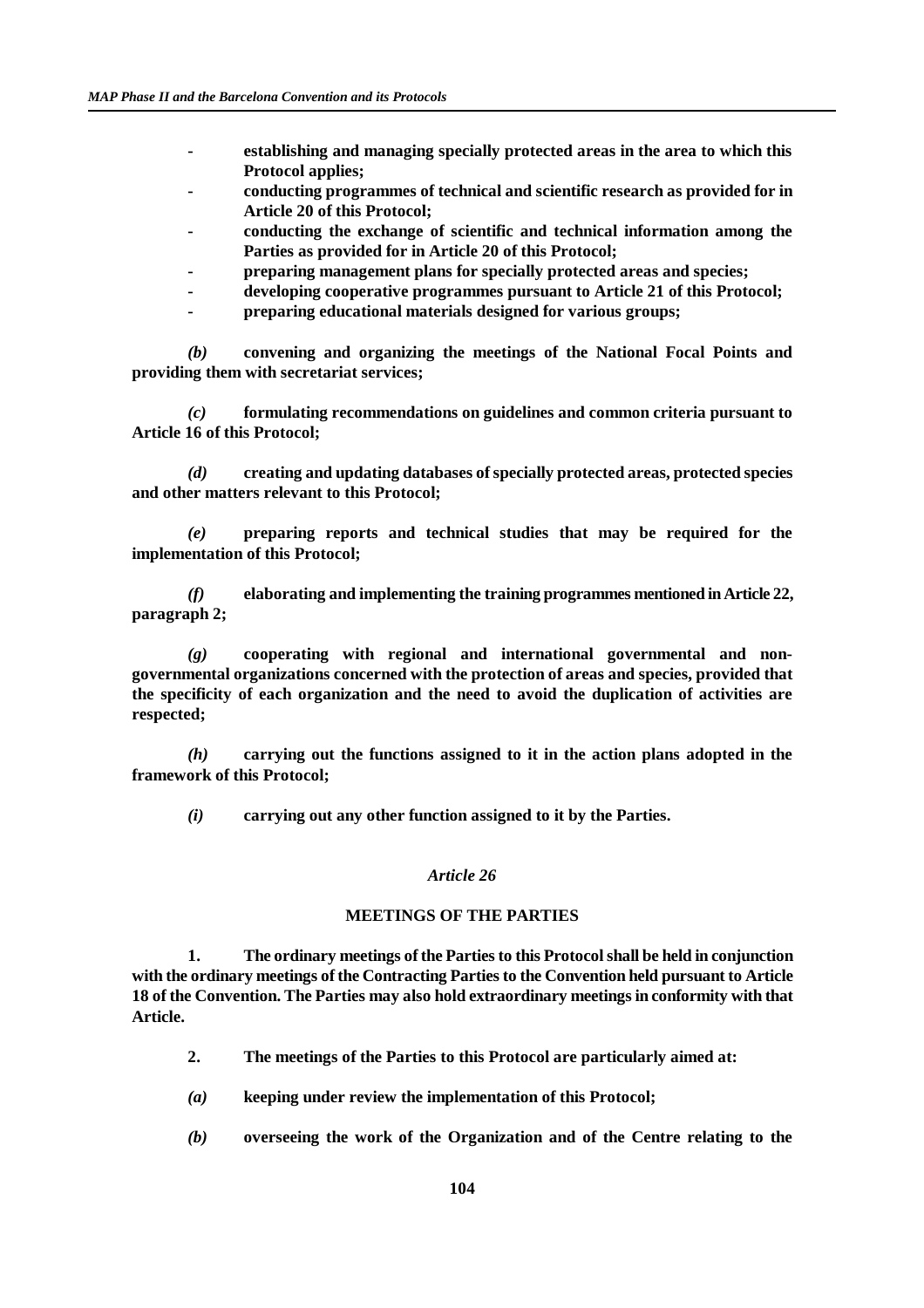- **establishing and managing specially protected areas in the area to which this Protocol applies;**
- **conducting programmes of technical and scientific research as provided for in Article 20 of this Protocol;**
- **conducting the exchange of scientific and technical information among the Parties as provided for in Article 20 of this Protocol;**
- **preparing management plans for specially protected areas and species;**
- **developing cooperative programmes pursuant to Article 21 of this Protocol;**
- **preparing educational materials designed for various groups;**

*(b)* **convening and organizing the meetings of the National Focal Points and providing them with secretariat services;**

*(c)* **formulating recommendations on guidelines and common criteria pursuant to Article 16 of this Protocol;**

*(d)* **creating and updating databases of specially protected areas, protected species and other matters relevant to this Protocol;**

*(e)* **preparing reports and technical studies that may be required for the implementation of this Protocol;**

*(f)* **elaborating and implementing the training programmes mentioned in Article 22, paragraph 2;**

*(g)* **cooperating with regional and international governmental and non-governmental organizations concerned with the protection of areas and species, provided that the specificity of each organization and the need to avoid the duplication of activities are respected;**

*(h)* **carrying out the functions assigned to it in the action plans adopted in the framework of this Protocol;**

*(i)* **carrying out any other function assigned to it by the Parties.**

*Article 26*

**MEETINGS OF THE PARTIES**

**1. The ordinary meetings of the Parties to this Protocol shall be held in conjunction with the ordinary meetings of the Contracting Parties to the Convention held pursuant to Article 18 of the Convention. The Parties may also hold extraordinary meetings in conformity with that Article.**

**2. The meetings of the Parties to this Protocol are particularly aimed at:**

*(a)* **keeping under review the implementation of this Protocol;**

*(b)* **overseeing the work of the Organization and of the Centre relating to the**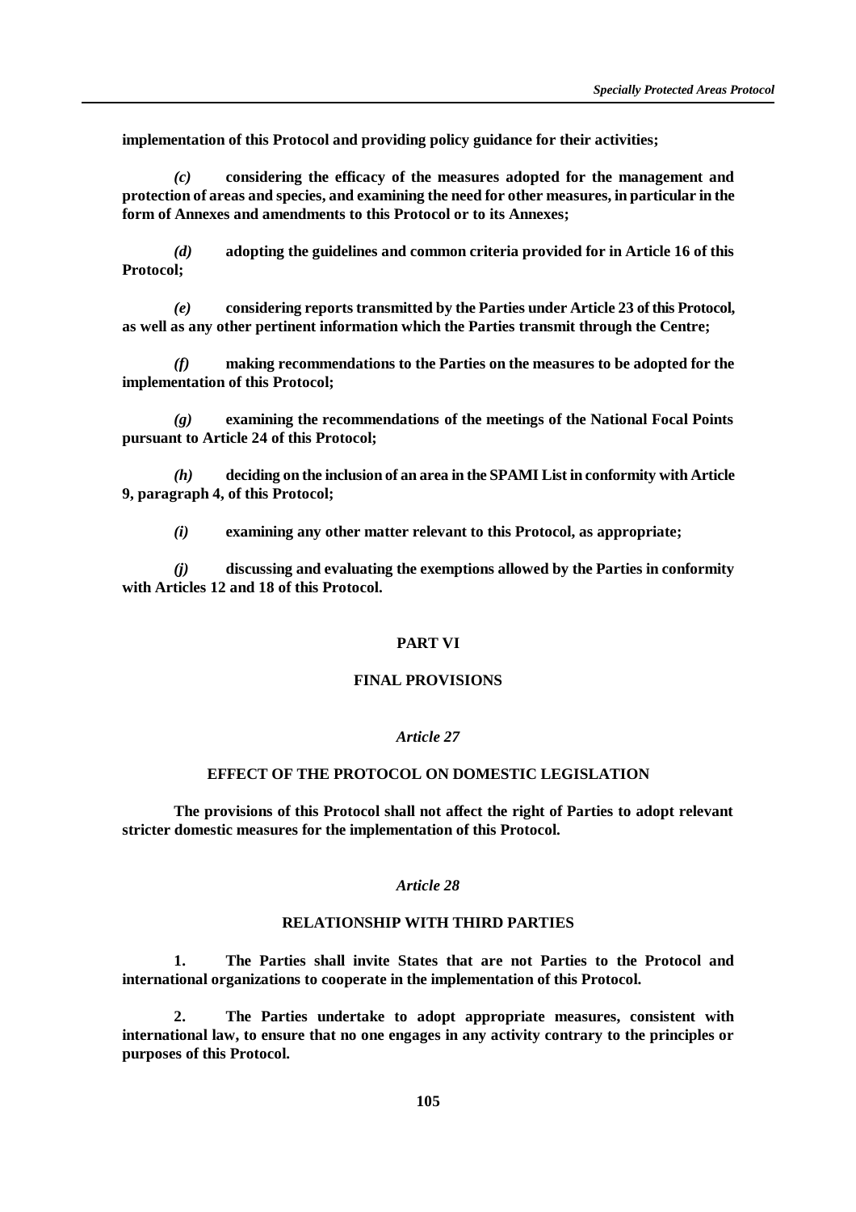**implementation of this Protocol and providing policy guidance for their activities;**

***(c)*** **considering the efficacy of the measures adopted for the management and protection of areas and species, and examining the need for other measures, in particular in the form of Annexes and amendments to this Protocol or to its Annexes;**

***(d)*** **adopting the guidelines and common criteria provided for in Article 16 of this Protocol;**

***(e)*** **considering reports transmitted by the Parties under Article 23 of this Protocol, as well as any other pertinent information which the Parties transmit through the Centre;**

***(f)*** **making recommendations to the Parties on the measures to be adopted for the implementation of this Protocol;**

***(g)*** **examining the recommendations of the meetings of the National Focal Points pursuant to Article 24 of this Protocol;**

***(h)*** **deciding on the inclusion of an area in the SPAMI List in conformity with Article 9, paragraph 4, of this Protocol;**

***(i)*** **examining any other matter relevant to this Protocol, as appropriate;**

***(j)*** **discussing and evaluating the exemptions allowed by the Parties in conformity with Articles 12 and 18 of this Protocol.**

## PART VI

## FINAL PROVISIONS

### *Article 27*

### EFFECT OF THE PROTOCOL ON DOMESTIC LEGISLATION

**The provisions of this Protocol shall not affect the right of Parties to adopt relevant stricter domestic measures for the implementation of this Protocol.**

### *Article 28*

### RELATIONSHIP WITH THIRD PARTIES

**1. The Parties shall invite States that are not Parties to the Protocol and international organizations to cooperate in the implementation of this Protocol.**

**2. The Parties undertake to adopt appropriate measures, consistent with international law, to ensure that no one engages in any activity contrary to the principles or purposes of this Protocol.**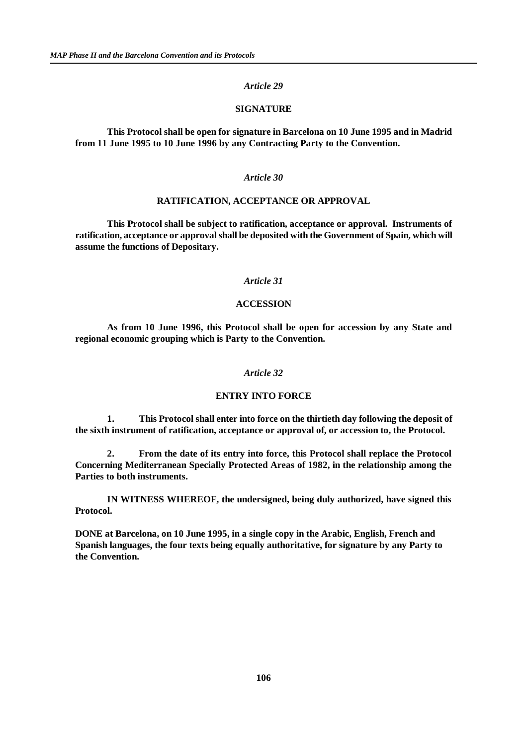*Article 29*

**SIGNATURE**

**This Protocol shall be open for signature in Barcelona on 10 June 1995 and in Madrid from 11 June 1995 to 10 June 1996 by any Contracting Party to the Convention.**

*Article 30*

**RATIFICATION, ACCEPTANCE OR APPROVAL**

**This Protocol shall be subject to ratification, acceptance or approval. Instruments of ratification, acceptance or approval shall be deposited with the Government of Spain, which will assume the functions of Depositary.**

*Article 31*

**ACCESSION**

**As from 10 June 1996, this Protocol shall be open for accession by any State and regional economic grouping which is Party to the Convention.**

*Article 32*

**ENTRY INTO FORCE**

**1. This Protocol shall enter into force on the thirtieth day following the deposit of the sixth instrument of ratification, acceptance or approval of, or accession to, the Protocol.**

**2. From the date of its entry into force, this Protocol shall replace the Protocol Concerning Mediterranean Specially Protected Areas of 1982, in the relationship among the Parties to both instruments.**

**IN WITNESS WHEREOF, the undersigned, being duly authorized, have signed this Protocol.**

**DONE at Barcelona, on 10 June 1995, in a single copy in the Arabic, English, French and Spanish languages, the four texts being equally authoritative, for signature by any Party to the Convention.**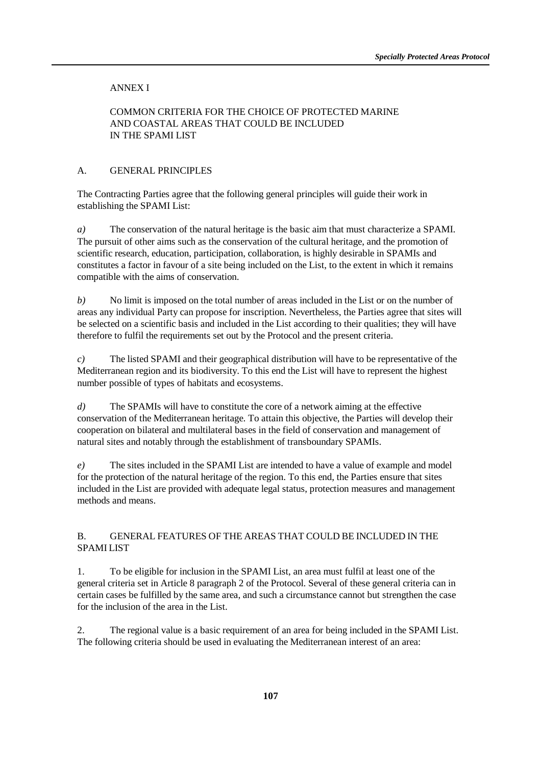## ANNEX I

## COMMON CRITERIA FOR THE CHOICE OF PROTECTED MARINE AND COASTAL AREAS THAT COULD BE INCLUDED IN THE SPAMI LIST

### A. GENERAL PRINCIPLES

The Contracting Parties agree that the following general principles will guide their work in establishing the SPAMI List:

*a)* The conservation of the natural heritage is the basic aim that must characterize a SPAMI. The pursuit of other aims such as the conservation of the cultural heritage, and the promotion of scientific research, education, participation, collaboration, is highly desirable in SPAMIs and constitutes a factor in favour of a site being included on the List, to the extent in which it remains compatible with the aims of conservation.

*b)* No limit is imposed on the total number of areas included in the List or on the number of areas any individual Party can propose for inscription. Nevertheless, the Parties agree that sites will be selected on a scientific basis and included in the List according to their qualities; they will have therefore to fulfil the requirements set out by the Protocol and the present criteria.

*c)* The listed SPAMI and their geographical distribution will have to be representative of the Mediterranean region and its biodiversity. To this end the List will have to represent the highest number possible of types of habitats and ecosystems.

*d)* The SPAMIs will have to constitute the core of a network aiming at the effective conservation of the Mediterranean heritage. To attain this objective, the Parties will develop their cooperation on bilateral and multilateral bases in the field of conservation and management of natural sites and notably through the establishment of transboundary SPAMIs.

*e)* The sites included in the SPAMI List are intended to have a value of example and model for the protection of the natural heritage of the region. To this end, the Parties ensure that sites included in the List are provided with adequate legal status, protection measures and management methods and means.

### B. GENERAL FEATURES OF THE AREAS THAT COULD BE INCLUDED IN THE SPAMI LIST

1. To be eligible for inclusion in the SPAMI List, an area must fulfil at least one of the general criteria set in Article 8 paragraph 2 of the Protocol. Several of these general criteria can in certain cases be fulfilled by the same area, and such a circumstance cannot but strengthen the case for the inclusion of the area in the List.

2. The regional value is a basic requirement of an area for being included in the SPAMI List. The following criteria should be used in evaluating the Mediterranean interest of an area: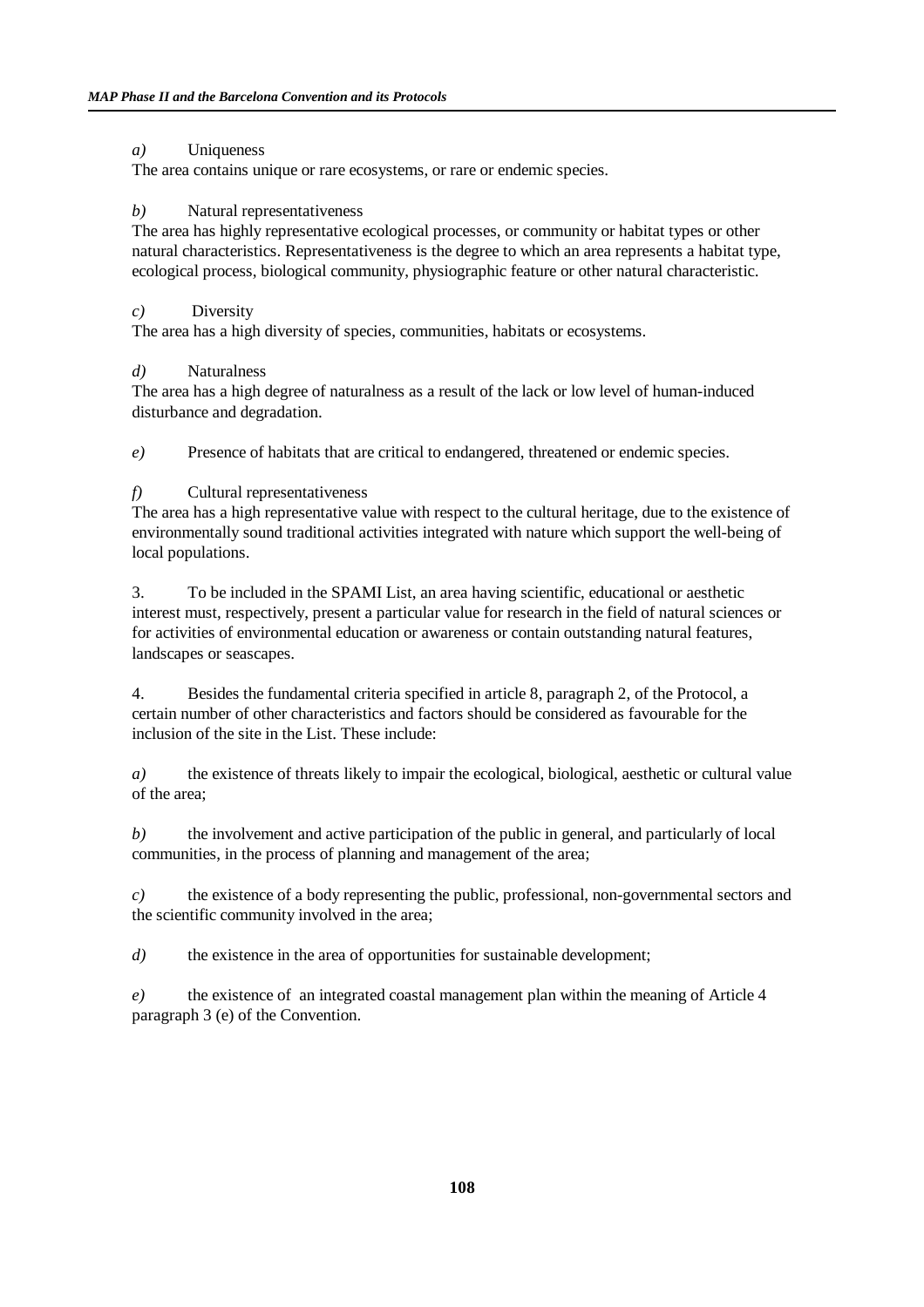*a)* Uniqueness
The area contains unique or rare ecosystems, or rare or endemic species.

*b)* Natural representativeness
The area has highly representative ecological processes, or community or habitat types or other natural characteristics. Representativeness is the degree to which an area represents a habitat type, ecological process, biological community, physiographic feature or other natural characteristic.

*c)* Diversity
The area has a high diversity of species, communities, habitats or ecosystems.

*d)* Naturalness
The area has a high degree of naturalness as a result of the lack or low level of human-induced disturbance and degradation.

*e)* Presence of habitats that are critical to endangered, threatened or endemic species.

*f)* Cultural representativeness
The area has a high representative value with respect to the cultural heritage, due to the existence of environmentally sound traditional activities integrated with nature which support the well-being of local populations.

3. To be included in the SPAMI List, an area having scientific, educational or aesthetic interest must, respectively, present a particular value for research in the field of natural sciences or for activities of environmental education or awareness or contain outstanding natural features, landscapes or seascapes.

4. Besides the fundamental criteria specified in article 8, paragraph 2, of the Protocol, a certain number of other characteristics and factors should be considered as favourable for the inclusion of the site in the List. These include:

*a)* the existence of threats likely to impair the ecological, biological, aesthetic or cultural value of the area;

*b)* the involvement and active participation of the public in general, and particularly of local communities, in the process of planning and management of the area;

*c)* the existence of a body representing the public, professional, non-governmental sectors and the scientific community involved in the area;

*d)* the existence in the area of opportunities for sustainable development;

*e)* the existence of an integrated coastal management plan within the meaning of Article 4 paragraph 3 (e) of the Convention.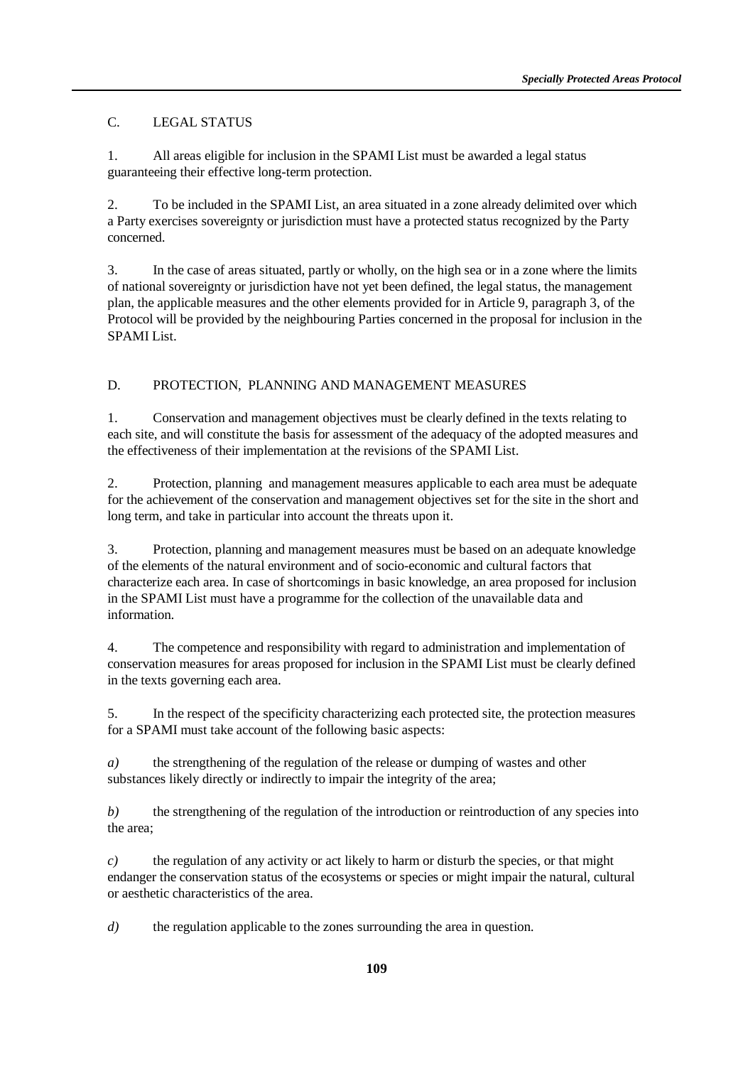## C. LEGAL STATUS

1. All areas eligible for inclusion in the SPAMI List must be awarded a legal status guaranteeing their effective long-term protection.

2. To be included in the SPAMI List, an area situated in a zone already delimited over which a Party exercises sovereignty or jurisdiction must have a protected status recognized by the Party concerned.

3. In the case of areas situated, partly or wholly, on the high sea or in a zone where the limits of national sovereignty or jurisdiction have not yet been defined, the legal status, the management plan, the applicable measures and the other elements provided for in Article 9, paragraph 3, of the Protocol will be provided by the neighbouring Parties concerned in the proposal for inclusion in the SPAMI List.

## D. PROTECTION, PLANNING AND MANAGEMENT MEASURES

1. Conservation and management objectives must be clearly defined in the texts relating to each site, and will constitute the basis for assessment of the adequacy of the adopted measures and the effectiveness of their implementation at the revisions of the SPAMI List.

2. Protection, planning and management measures applicable to each area must be adequate for the achievement of the conservation and management objectives set for the site in the short and long term, and take in particular into account the threats upon it.

3. Protection, planning and management measures must be based on an adequate knowledge of the elements of the natural environment and of socio-economic and cultural factors that characterize each area. In case of shortcomings in basic knowledge, an area proposed for inclusion in the SPAMI List must have a programme for the collection of the unavailable data and information.

4. The competence and responsibility with regard to administration and implementation of conservation measures for areas proposed for inclusion in the SPAMI List must be clearly defined in the texts governing each area.

5. In the respect of the specificity characterizing each protected site, the protection measures for a SPAMI must take account of the following basic aspects:

*a)* the strengthening of the regulation of the release or dumping of wastes and other substances likely directly or indirectly to impair the integrity of the area;

*b)* the strengthening of the regulation of the introduction or reintroduction of any species into the area;

*c)* the regulation of any activity or act likely to harm or disturb the species, or that might endanger the conservation status of the ecosystems or species or might impair the natural, cultural or aesthetic characteristics of the area.

*d)* the regulation applicable to the zones surrounding the area in question.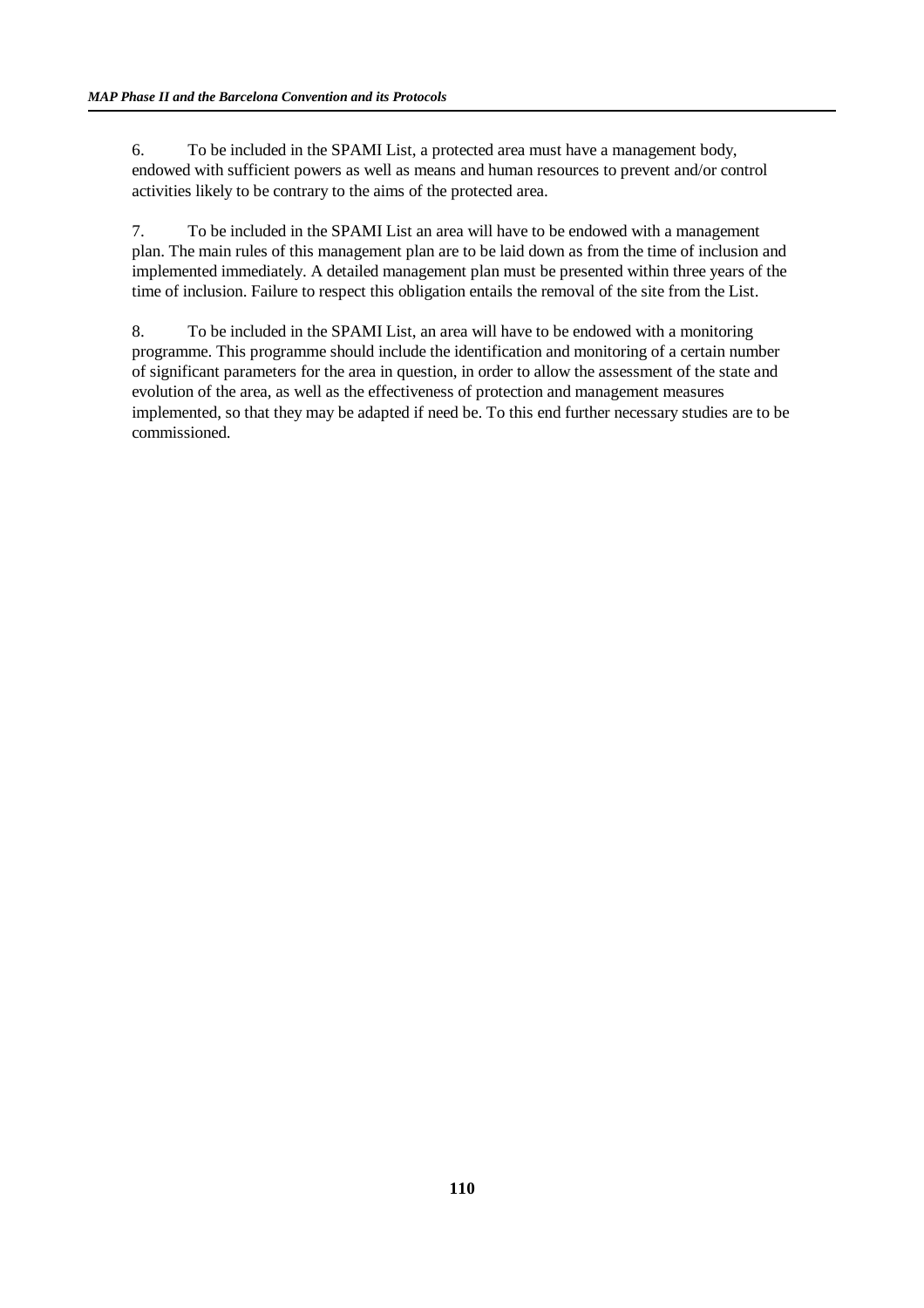6. To be included in the SPAMI List, a protected area must have a management body, endowed with sufficient powers as well as means and human resources to prevent and/or control activities likely to be contrary to the aims of the protected area.

7. To be included in the SPAMI List an area will have to be endowed with a management plan. The main rules of this management plan are to be laid down as from the time of inclusion and implemented immediately. A detailed management plan must be presented within three years of the time of inclusion. Failure to respect this obligation entails the removal of the site from the List.

8. To be included in the SPAMI List, an area will have to be endowed with a monitoring programme. This programme should include the identification and monitoring of a certain number of significant parameters for the area in question, in order to allow the assessment of the state and evolution of the area, as well as the effectiveness of protection and management measures implemented, so that they may be adapted if need be. To this end further necessary studies are to be commissioned.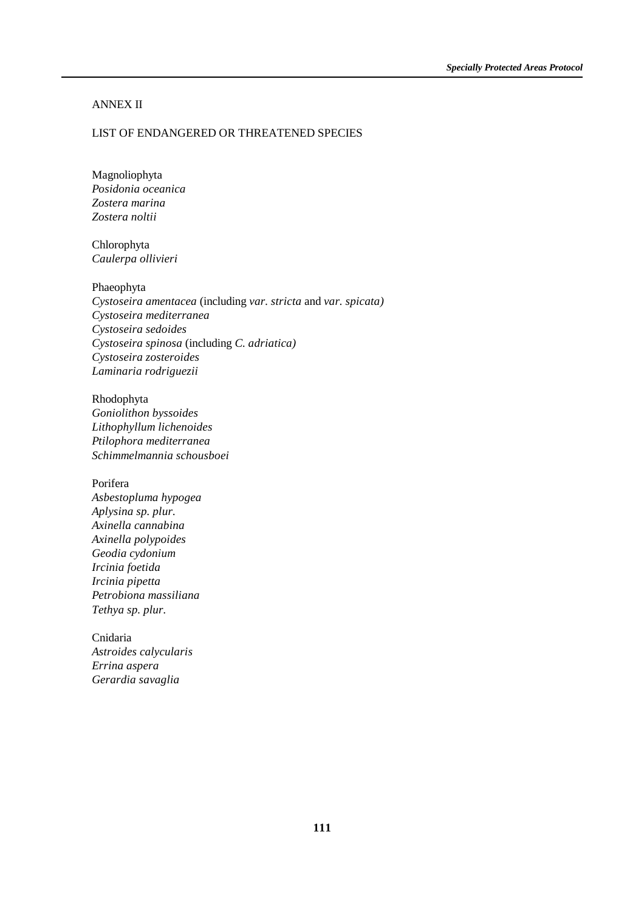## ANNEX II

### LIST OF ENDANGERED OR THREATENED SPECIES

Magnoliophyta
*Posidonia oceanica*
*Zostera marina*
*Zostera noltii*

Chlorophyta
*Caulerpa ollivieri*

Phaeophyta
*Cystoseira amentacea* (including *var. stricta* and *var. spicata)*
*Cystoseira mediterranea*
*Cystoseira sedoides*
*Cystoseira spinosa* (including *C. adriatica)*
*Cystoseira zosteroides*
*Laminaria rodriguezii*

Rhodophyta
*Goniolithon byssoides*
*Lithophyllum lichenoides*
*Ptilophora mediterranea*
*Schimmelmannia schousboei*

Porifera
*Asbestopluma hypogea*
*Aplysina sp. plur.*
*Axinella cannabina*
*Axinella polypoides*
*Geodia cydonium*
*Ircinia foetida*
*Ircinia pipetta*
*Petrobiona massiliana*
*Tethya sp. plur.*

Cnidaria
*Astroides calycularis*
*Errina aspera*
*Gerardia savaglia*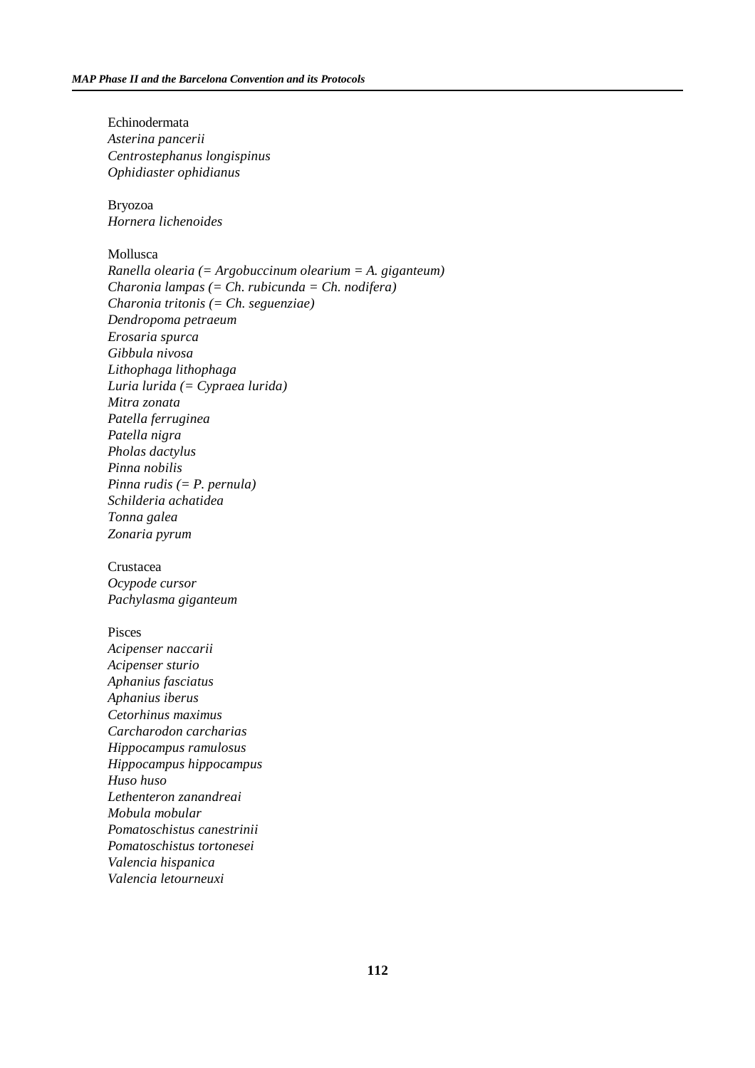Echinodermata

*Asterina pancerii*
*Centrostephanus longispinus*
*Ophidiaster ophidianus*

Bryozoa

*Hornera lichenoides*

Mollusca

*Ranella olearia (= Argobuccinum olearium = A. giganteum)*
*Charonia lampas (= Ch. rubicunda = Ch. nodifera)*
*Charonia tritonis (= Ch. seguenziae)*
*Dendropoma petraeum*
*Erosaria spurca*
*Gibbula nivosa*
*Lithophaga lithophaga*
*Luria lurida (= Cypraea lurida)*
*Mitra zonata*
*Patella ferruginea*
*Patella nigra*
*Pholas dactylus*
*Pinna nobilis*
*Pinna rudis (= P. pernula)*
*Schilderia achatidea*
*Tonna galea*
*Zonaria pyrum*

Crustacea

*Ocypode cursor*
*Pachylasma giganteum*

Pisces

*Acipenser naccarii*
*Acipenser sturio*
*Aphanius fasciatus*
*Aphanius iberus*
*Cetorhinus maximus*
*Carcharodon carcharias*
*Hippocampus ramulosus*
*Hippocampus hippocampus*
*Huso huso*
*Lethenteron zanandreai*
*Mobula mobular*
*Pomatoschistus canestrinii*
*Pomatoschistus tortonesei*
*Valencia hispanica*
*Valencia letourneuxi*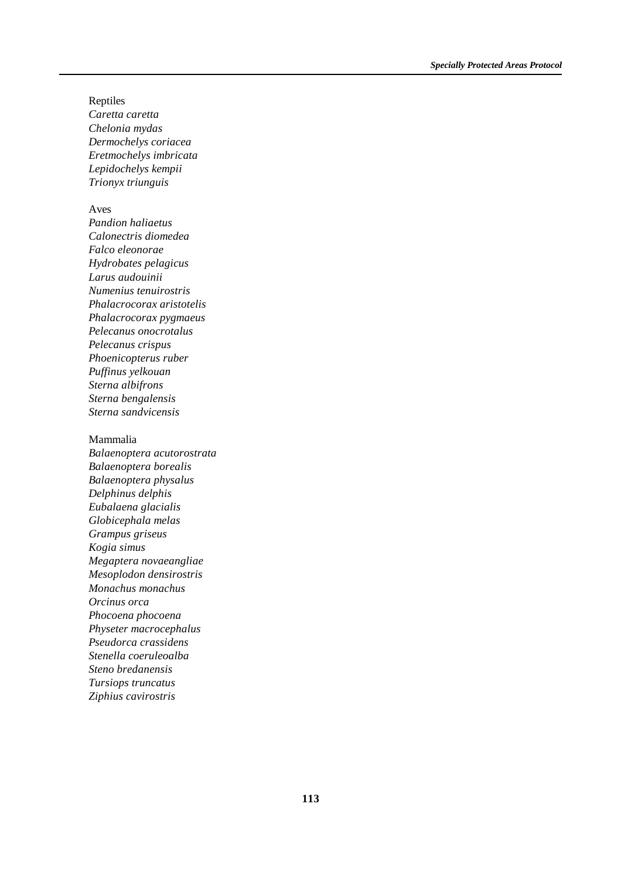Reptiles
*Caretta caretta*
*Chelonia mydas*
*Dermochelys coriacea*
*Eretmochelys imbricata*
*Lepidochelys kempii*
*Trionyx triunguis*

Aves
*Pandion haliaetus*
*Calonectris diomedea*
*Falco eleonorae*
*Hydrobates pelagicus*
*Larus audouinii*
*Numenius tenuirostris*
*Phalacrocorax aristotelis*
*Phalacrocorax pygmaeus*
*Pelecanus onocrotalus*
*Pelecanus crispus*
*Phoenicopterus ruber*
*Puffinus yelkouan*
*Sterna albifrons*
*Sterna bengalensis*
*Sterna sandvicensis*

Mammalia
*Balaenoptera acutorostrata*
*Balaenoptera borealis*
*Balaenoptera physalus*
*Delphinus delphis*
*Eubalaena glacialis*
*Globicephala melas*
*Grampus griseus*
*Kogia simus*
*Megaptera novaeangliae*
*Mesoplodon densirostris*
*Monachus monachus*
*Orcinus orca*
*Phocoena phocoena*
*Physeter macrocephalus*
*Pseudorca crassidens*
*Stenella coeruleoalba*
*Steno bredanensis*
*Tursiops truncatus*
*Ziphius cavirostris*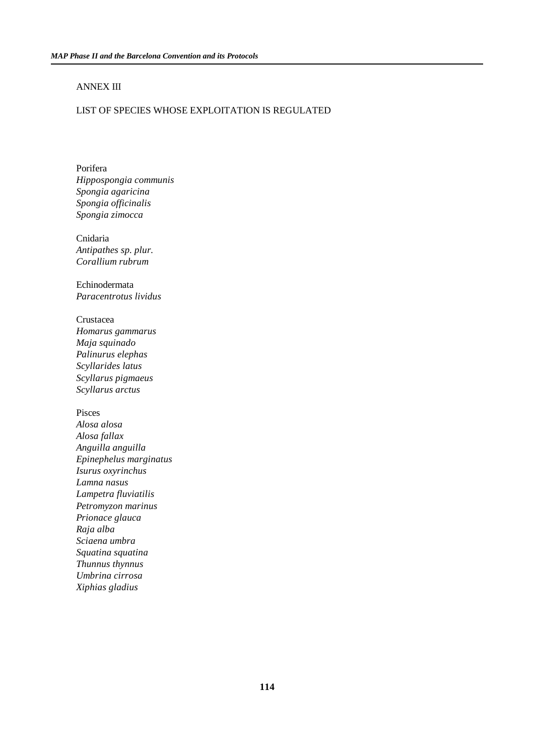## ANNEX III

## LIST OF SPECIES WHOSE EXPLOITATION IS REGULATED

Porifera
*Hippospongia communis*
*Spongia agaricina*
*Spongia officinalis*
*Spongia zimocca*

Cnidaria
*Antipathes sp. plur.*
*Corallium rubrum*

Echinodermata
*Paracentrotus lividus*

Crustacea
*Homarus gammarus*
*Maja squinado*
*Palinurus elephas*
*Scyllarides latus*
*Scyllarus pigmaeus*
*Scyllarus arctus*

Pisces
*Alosa alosa*
*Alosa fallax*
*Anguilla anguilla*
*Epinephelus marginatus*
*Isurus oxyrinchus*
*Lamna nasus*
*Lampetra fluviatilis*
*Petromyzon marinus*
*Prionace glauca*
*Raja alba*
*Sciaena umbra*
*Squatina squatina*
*Thunnus thynnus*
*Umbrina cirrosa*
*Xiphias gladius*